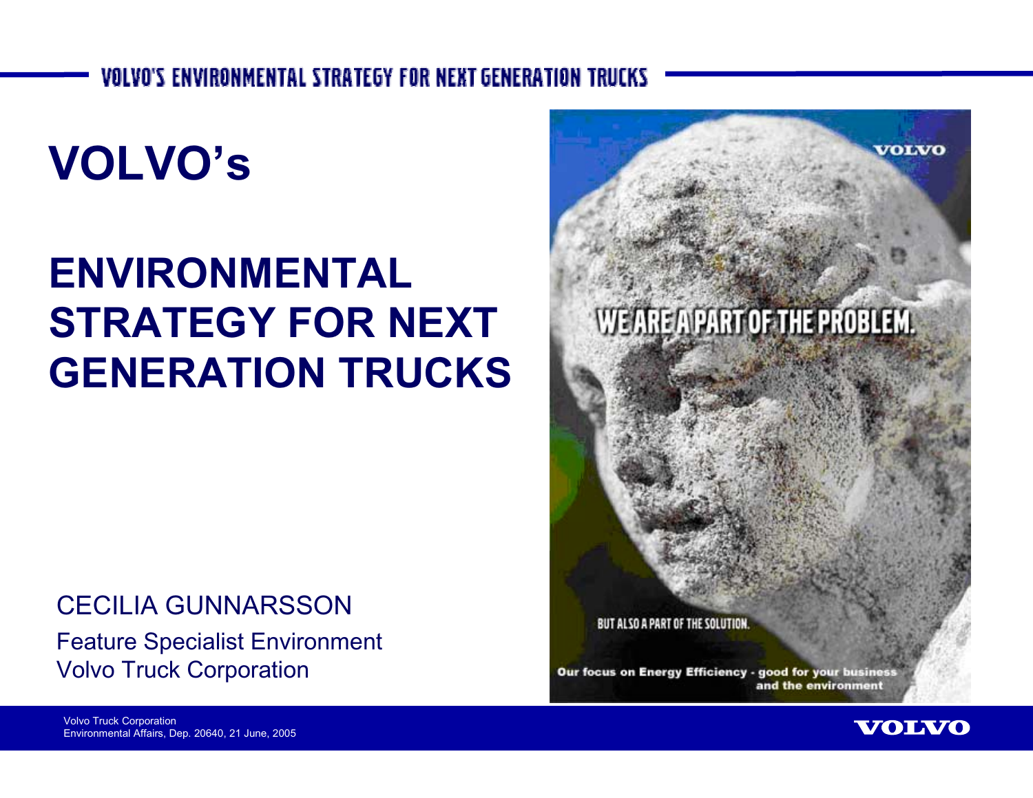# VOLVO's

# ENVIRONMENTAL STRATEGY FOR NEXT GENERATION TRUCKS

WE ARE A PART OF THE PROBLEM.

BUT ALSO A PART OF THE SOLUTION.

Our focus on Energy Efficiency - good for your business and the environment

CECILIA GUNNARSSON

Feature Specialist Environment
Volvo Truck Corporation

Volvo Truck Corporation
Environmental Affairs, Dep. 20640, 21 June, 2005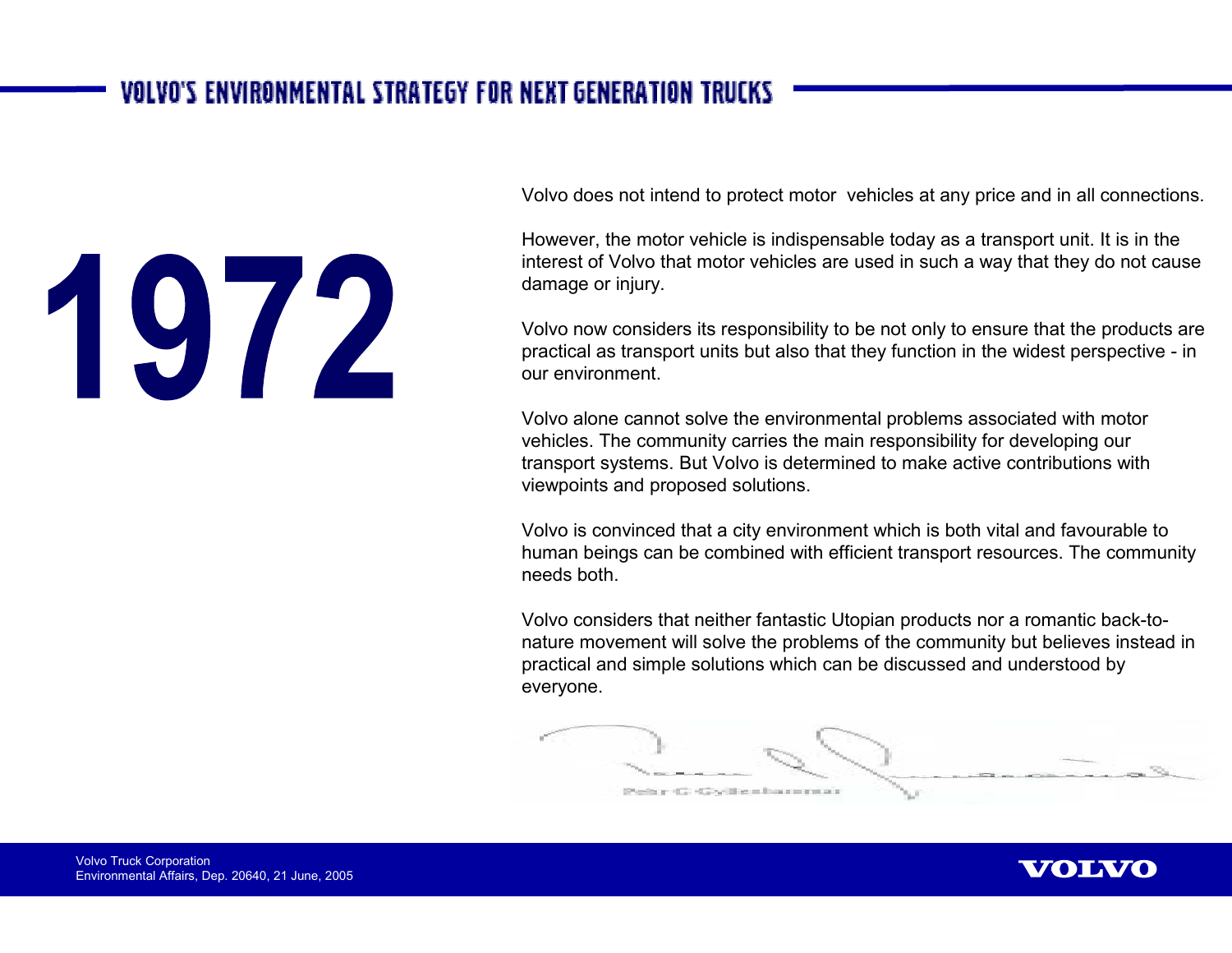# 1972

Volvo does not intend to protect motor vehicles at any price and in all connections.

However, the motor vehicle is indispensable today as a transport unit. It is in the interest of Volvo that motor vehicles are used in such a way that they do not cause damage or injury.

Volvo now considers its responsibility to be not only to ensure that the products are practical as transport units but also that they function in the widest perspective - in our environment.

Volvo alone cannot solve the environmental problems associated with motor vehicles. The community carries the main responsibility for developing our transport systems. But Volvo is determined to make active contributions with viewpoints and proposed solutions.

Volvo is convinced that a city environment which is both vital and favourable to human beings can be combined with efficient transport resources. The community needs both.

Volvo considers that neither fantastic Utopian products nor a romantic back-to-nature movement will solve the problems of the community but believes instead in practical and simple solutions which can be discussed and understood by everyone.

Pehr G Gyllenhammar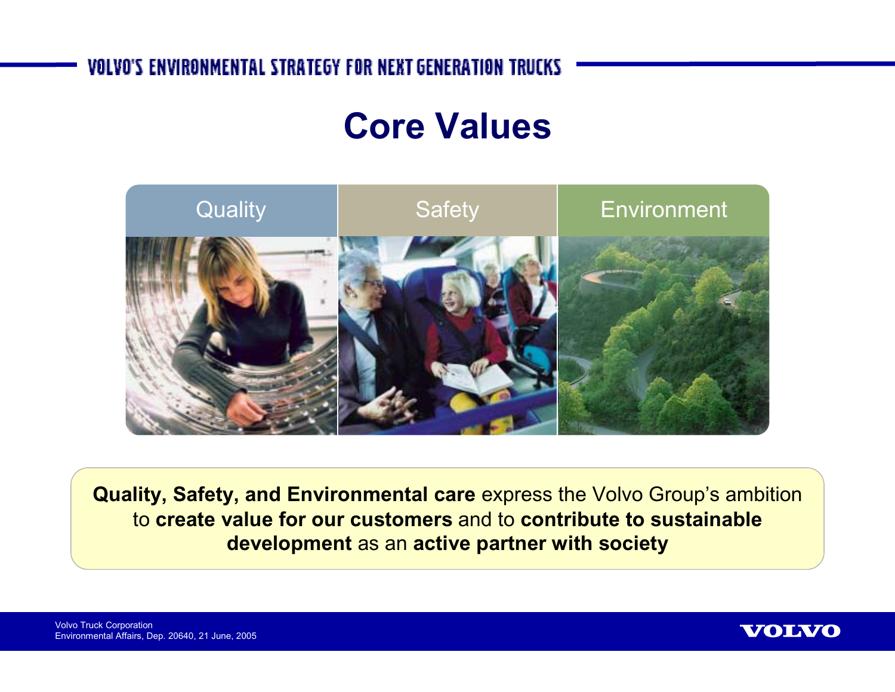# Core Values

Quality | Safety | Environment

**Quality, Safety, and Environmental care** express the Volvo Group's ambition to **create value for our customers** and to **contribute to sustainable development** as an **active partner with society**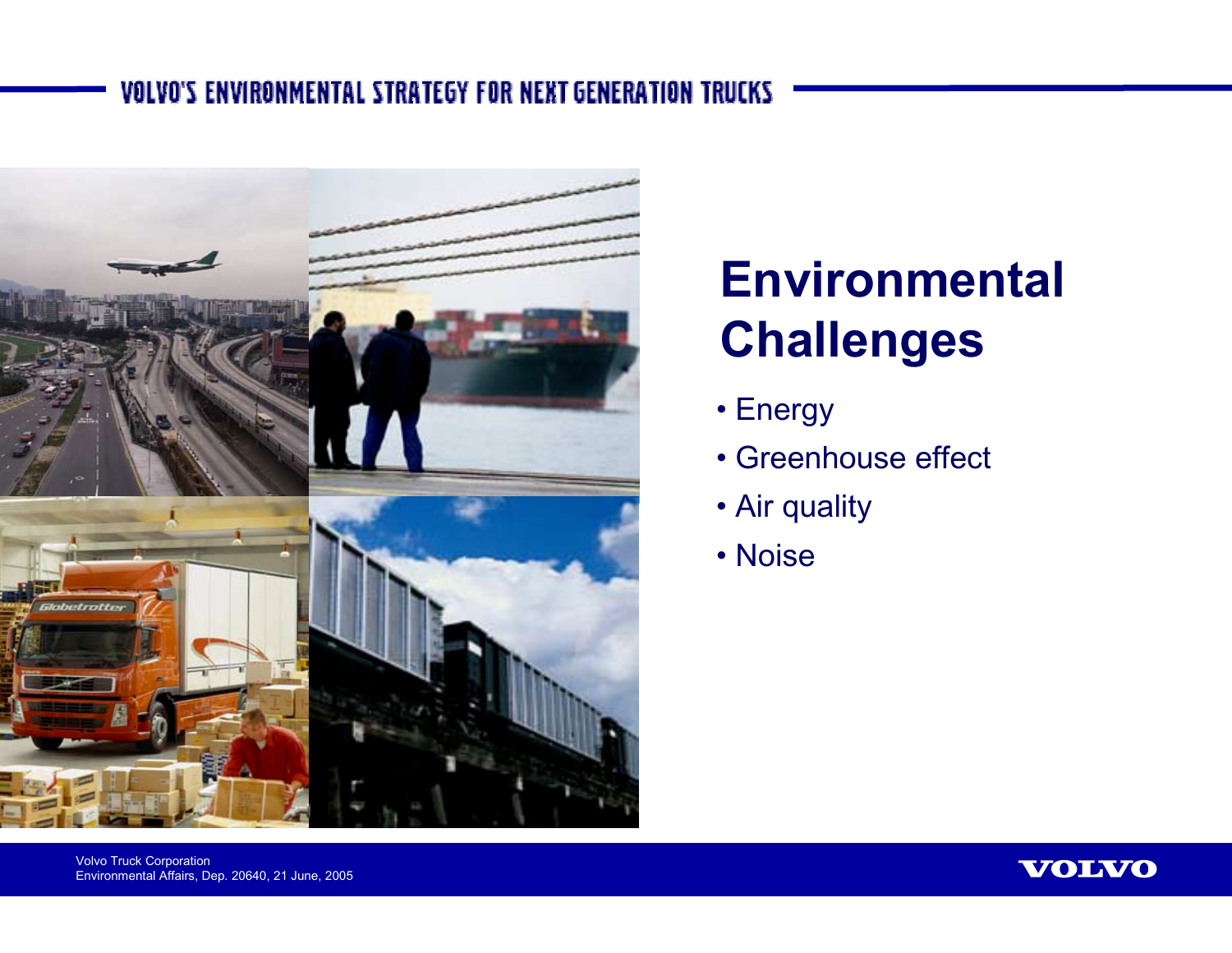# Environmental Challenges

- Energy
- Greenhouse effect
- Air quality
- Noise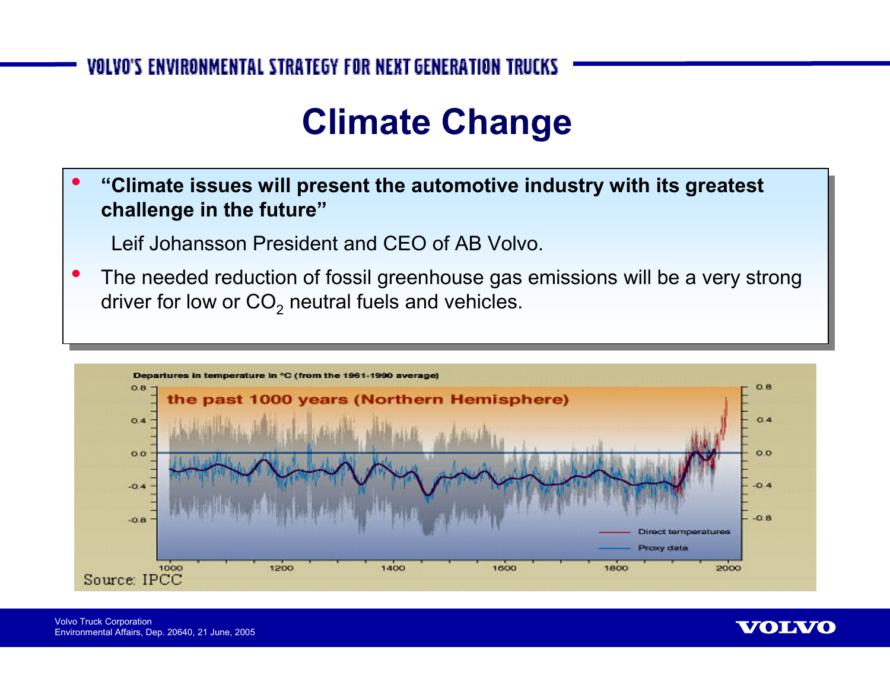# Climate Change

- **"Climate issues will present the automotive industry with its greatest challenge in the future"**

  Leif Johansson President and CEO of AB Volvo.

- The needed reduction of fossil greenhouse gas emissions will be a very strong driver for low or $CO_2$ neutral fuels and vehicles.

Departures in temperature in °C (from the 1961-1990 average)

the past 1000 years (Northern Hemisphere)

0.8
0.4
0.0
-0.4
-0.8

Direct temperatures
Proxy data

1000
1200
1400
1600
1800
2000

Source: IPCC

Volvo Truck Corporation
Environmental Affairs, Dep. 20640, 21 June, 2005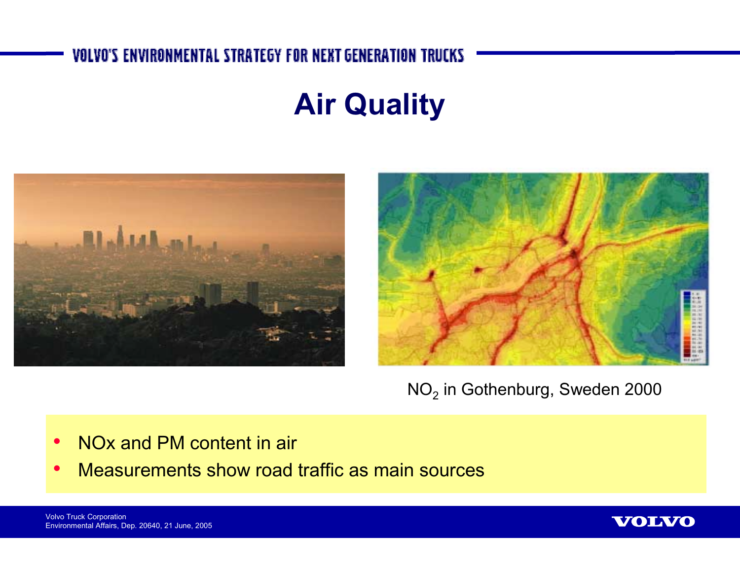# Air Quality

$NO_2$ in Gothenburg, Sweden 2000

- NOx and PM content in air
- Measurements show road traffic as main sources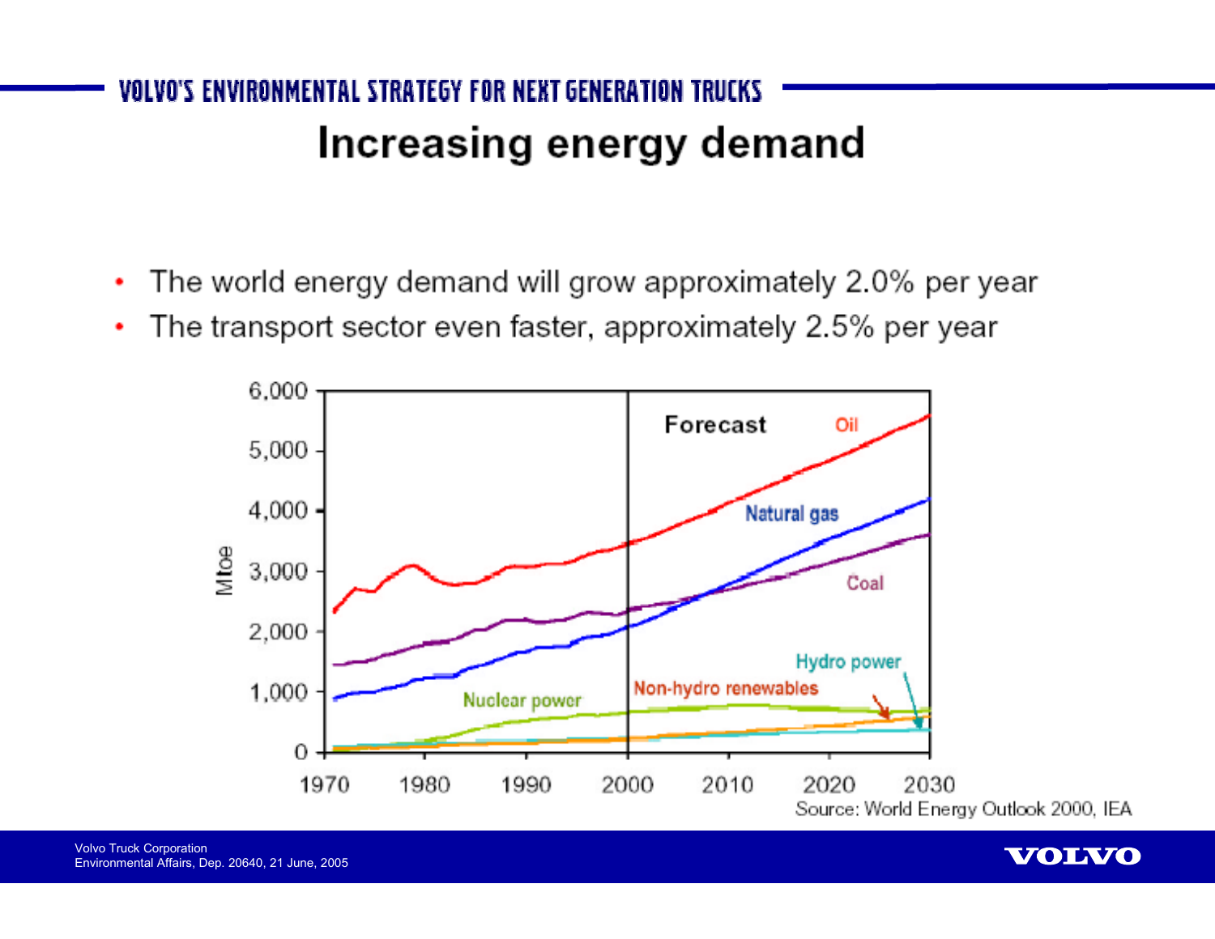## Increasing energy demand

- The world energy demand will grow approximately 2.0% per year
- The transport sector even faster, approximately 2.5% per year

Forecast

Oil

Natural gas

Coal

Hydro power

Non-hydro renewables

Nuclear power

Mtoe

6,000
5,000
4,000
3,000
2,000
1,000
0

1970 1980 1990 2000 2010 2020 2030

Source: World Energy Outlook 2000, IEA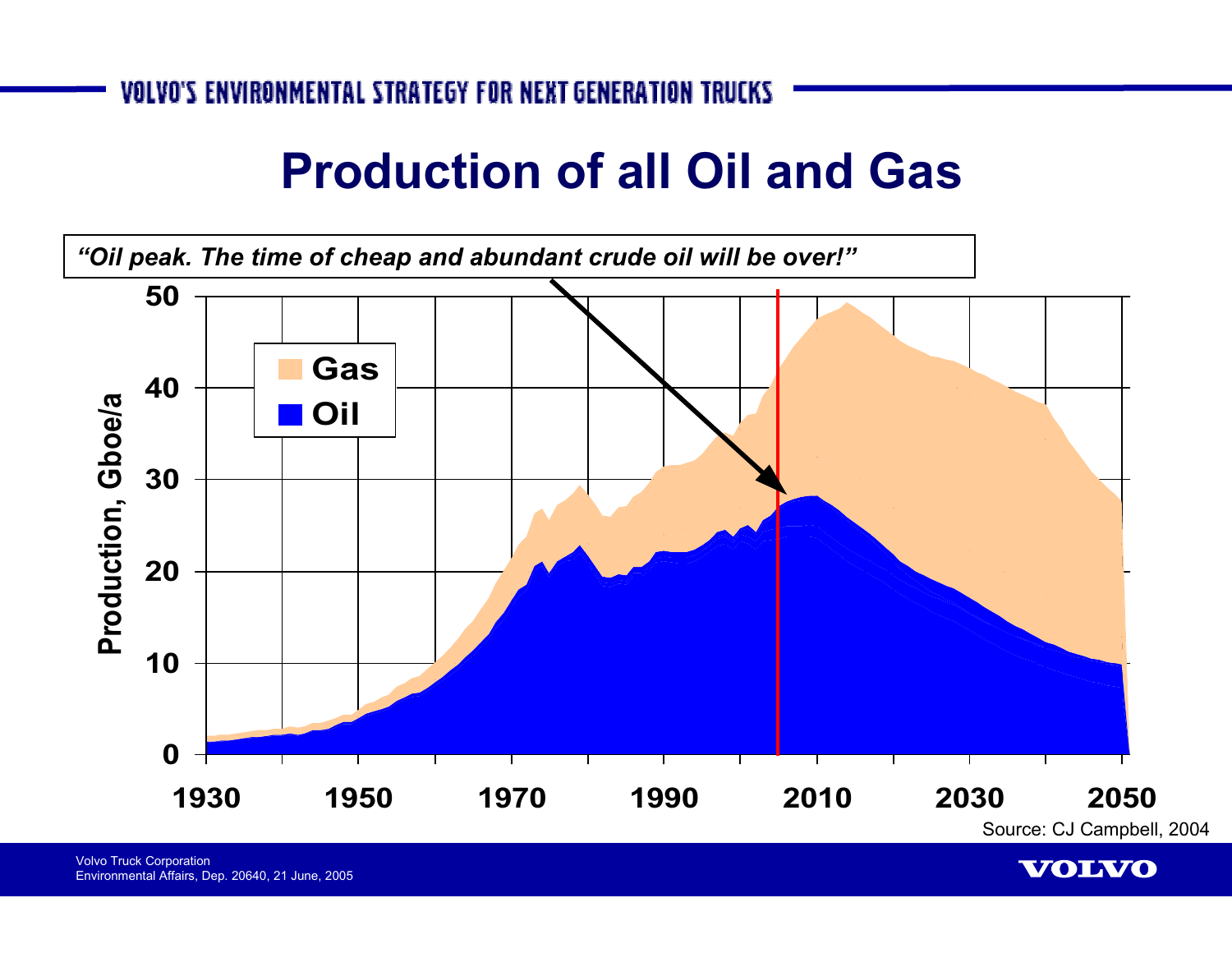# Production of all Oil and Gas

*"Oil peak. The time of cheap and abundant crude oil will be over!"*

Gas
Oil

Production, Gboe/a

50
40
30
20
10
0

1930
1950
1970
1990
2010
2030
2050

Source: CJ Campbell, 2004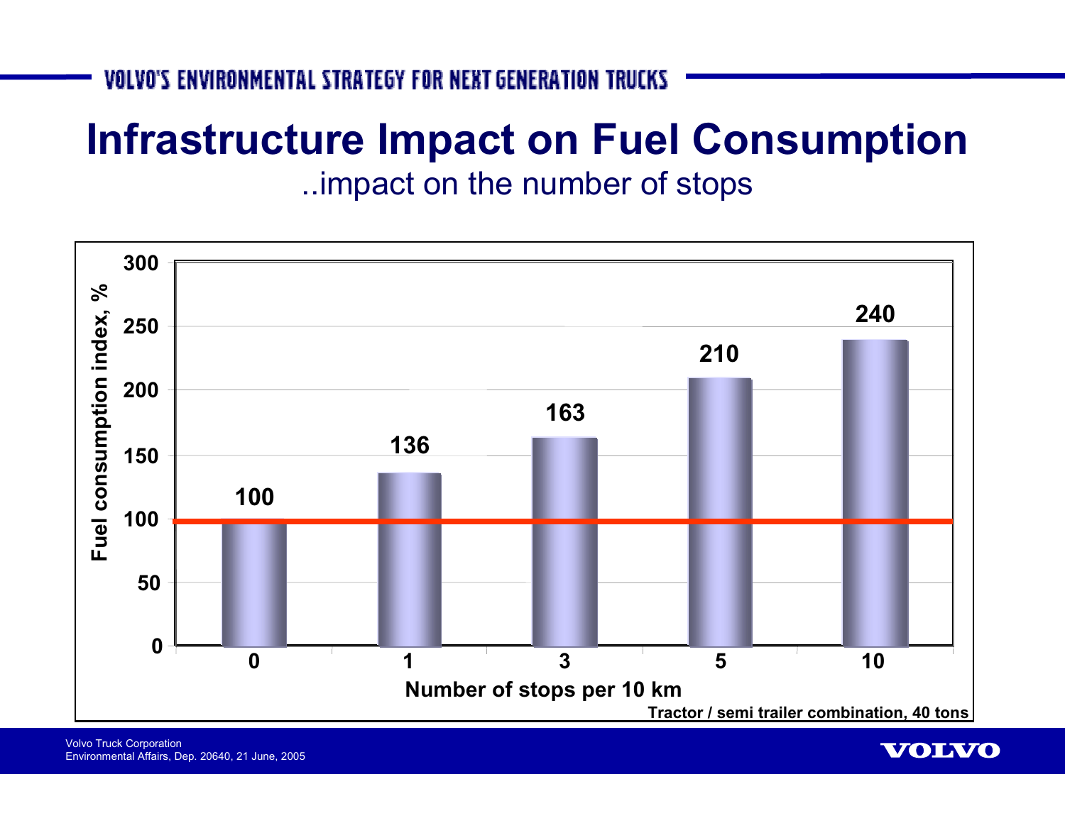# Infrastructure Impact on Fuel Consumption

..impact on the number of stops

| Number of stops per 10 km | Fuel consumption index, % |
|---|---|
| 0 | 100 |
| 1 | 136 |
| 3 | 163 |
| 5 | 210 |
| 10 | 240 |

Tractor / semi trailer combination, 40 tons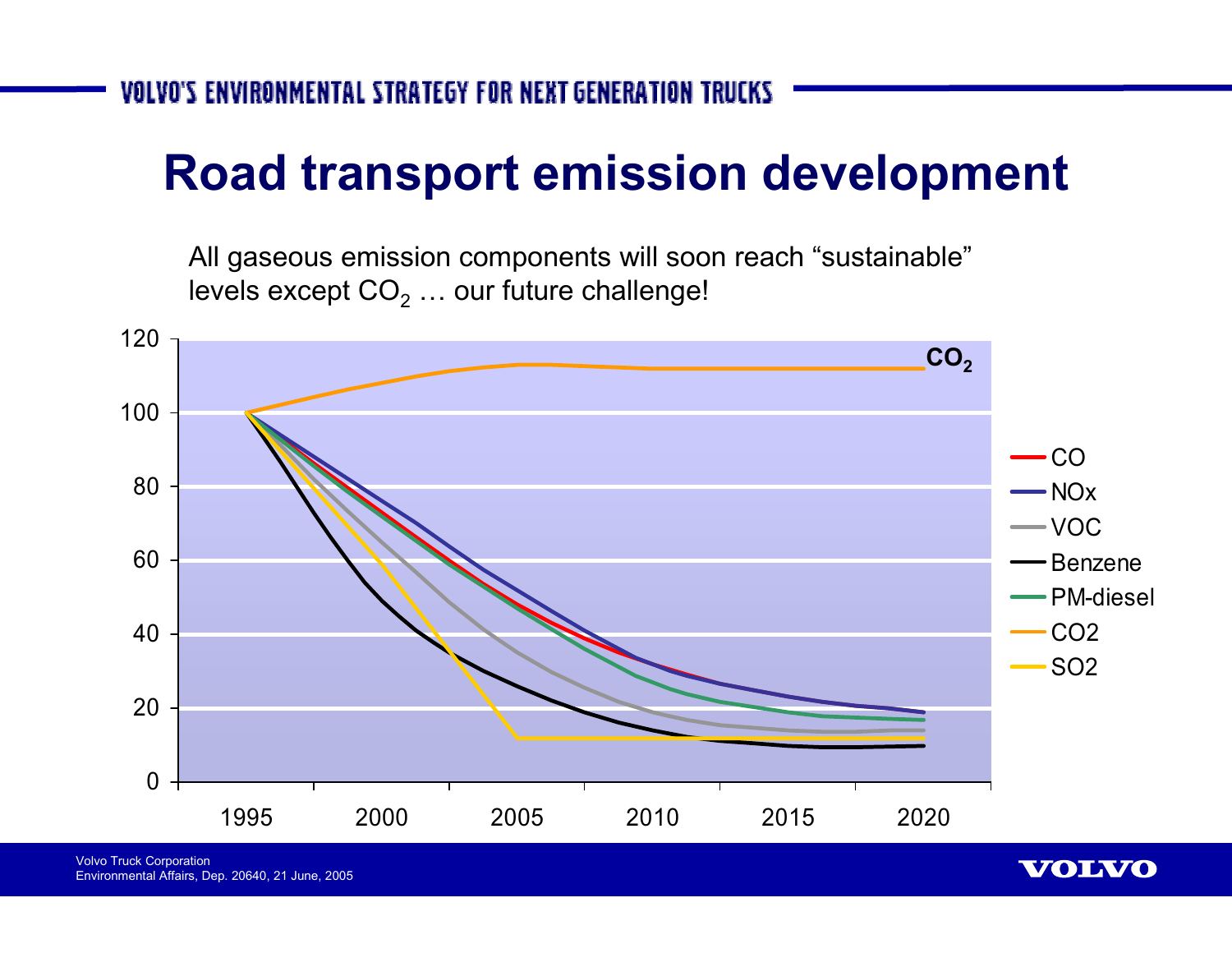# Road transport emission development

All gaseous emission components will soon reach "sustainable" levels except $CO_2$ … our future challenge!

$CO_2$

| | |
|---|---|
| 120 | |
| 100 | |
| 80 | |
| 60 | |
| 40 | |
| 20 | |
| 0 | |

1995 2000 2005 2010 2015 2020

- CO
- NOx
- VOC
- Benzene
- PM-diesel
- CO2
- SO2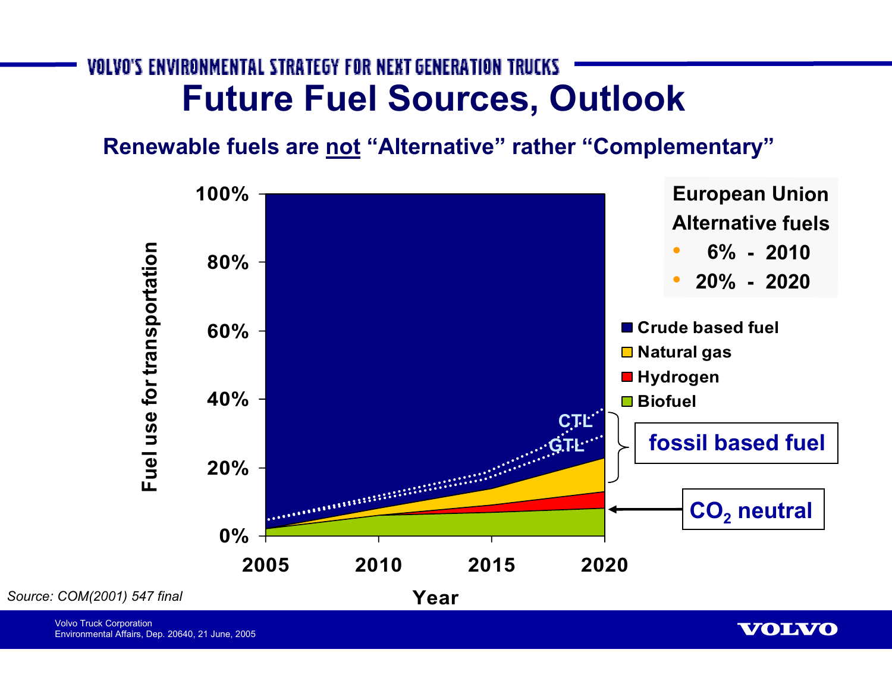VOLVO'S ENVIRONMENTAL STRATEGY FOR NEXT GENERATION TRUCKS

# Future Fuel Sources, Outlook

**Renewable fuels are not "Alternative" rather "Complementary"**

Fuel use for transportation

100%
80%
60%
40%
20%
0%

2005
2010
2015
2020

Year

CTL
GTL

**European Union Alternative fuels**

- 6% - 2010
- 20% - 2020

Crude based fuel
Natural gas
Hydrogen
Biofuel

fossil based fuel

$CO_2$ neutral

*Source: COM(2001) 547 final*

Volvo Truck Corporation
Environmental Affairs, Dep. 20640, 21 June, 2005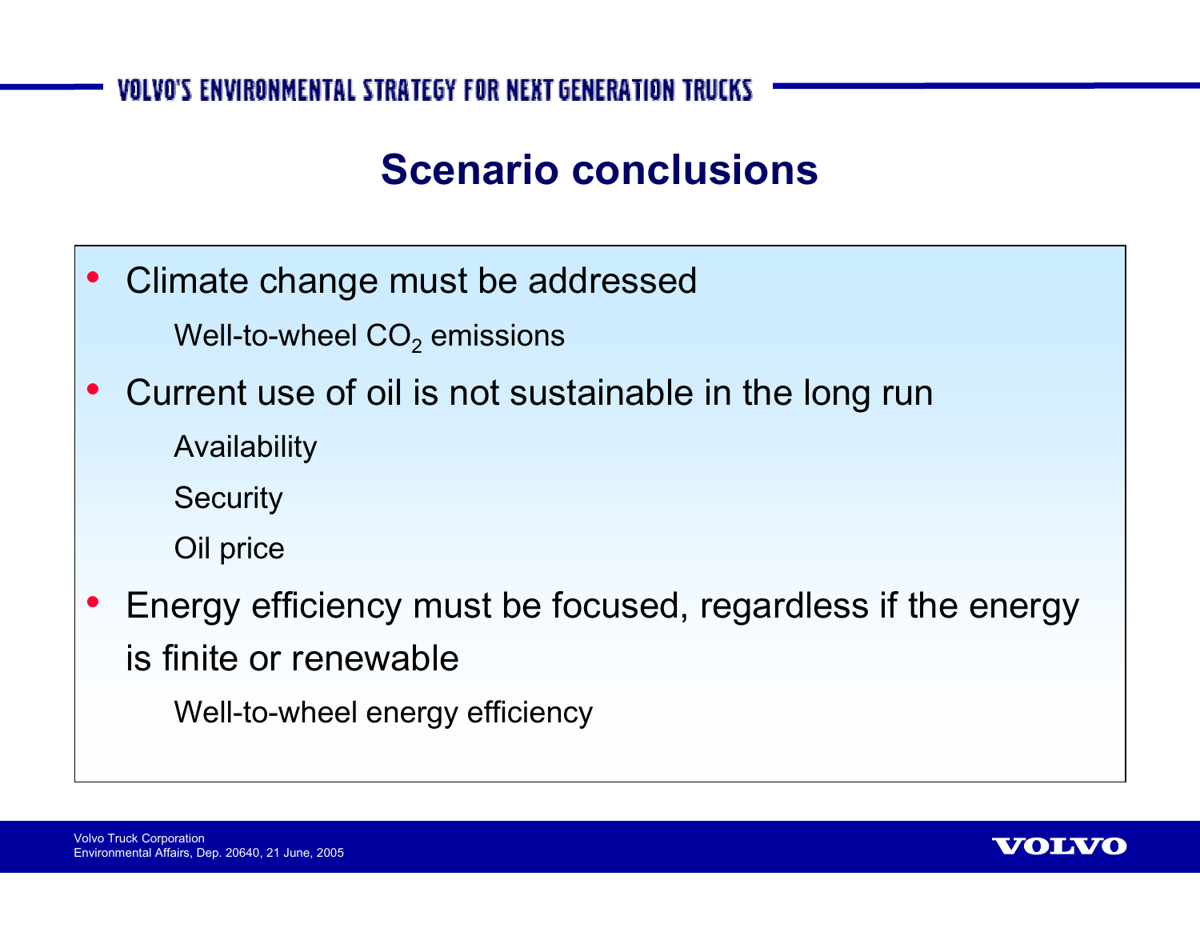## Scenario conclusions

- Climate change must be addressed
  - Well-to-wheel $CO_2$ emissions
- Current use of oil is not sustainable in the long run
  - Availability
  - Security
  - Oil price
- Energy efficiency must be focused, regardless if the energy is finite or renewable
  - Well-to-wheel energy efficiency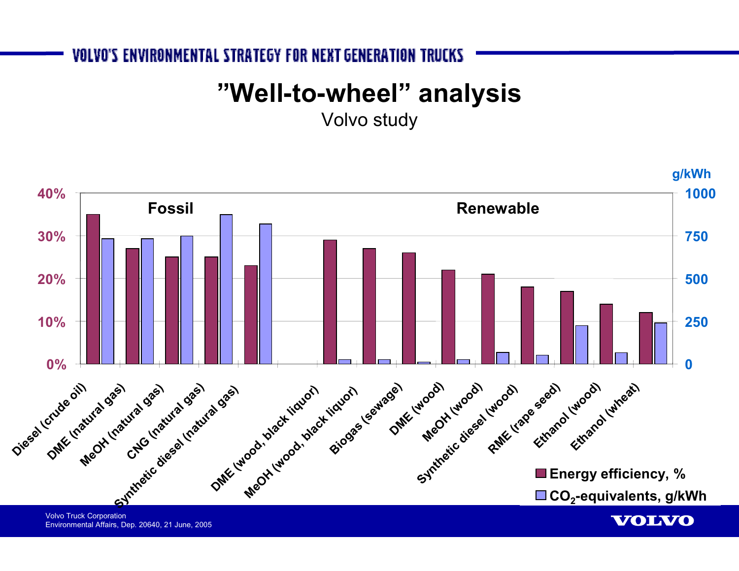# "Well-to-wheel" analysis

Volvo study

| Fuel | Group | Energy efficiency, % | $CO_2$-equivalents, g/kWh |
|---|---|---|---|
| Diesel (crude oil) | Fossil | ~35% | ~730 |
| DME (natural gas) | Fossil | ~27% | ~730 |
| MeOH (natural gas) | Fossil | ~25% | ~750 |
| CNG (natural gas) | Fossil | ~25% | ~875 |
| Synthetic diesel (natural gas) | Fossil | ~23% | ~820 |
| DME (wood, black liquor) | Renewable | ~29% | ~25 |
| MeOH (wood, black liquor) | Renewable | ~27% | ~25 |
| Biogas (sewage) | Renewable | ~26% | ~10 |
| DME (wood) | Renewable | ~22% | ~25 |
| MeOH (wood) | Renewable | ~21% | ~70 |
| Synthetic diesel (wood) | Renewable | ~18% | ~50 |
| RME (rape seed) | Renewable | ~17% | ~225 |
| Ethanol (wood) | Renewable | ~14% | ~65 |
| Ethanol (wheat) | Renewable | ~12% | ~240 |

Left axis: 0%–40% (Energy efficiency, %). Right axis: 0–1000 g/kWh ($CO_2$-equivalents, g/kWh). Values approximate, read from the chart.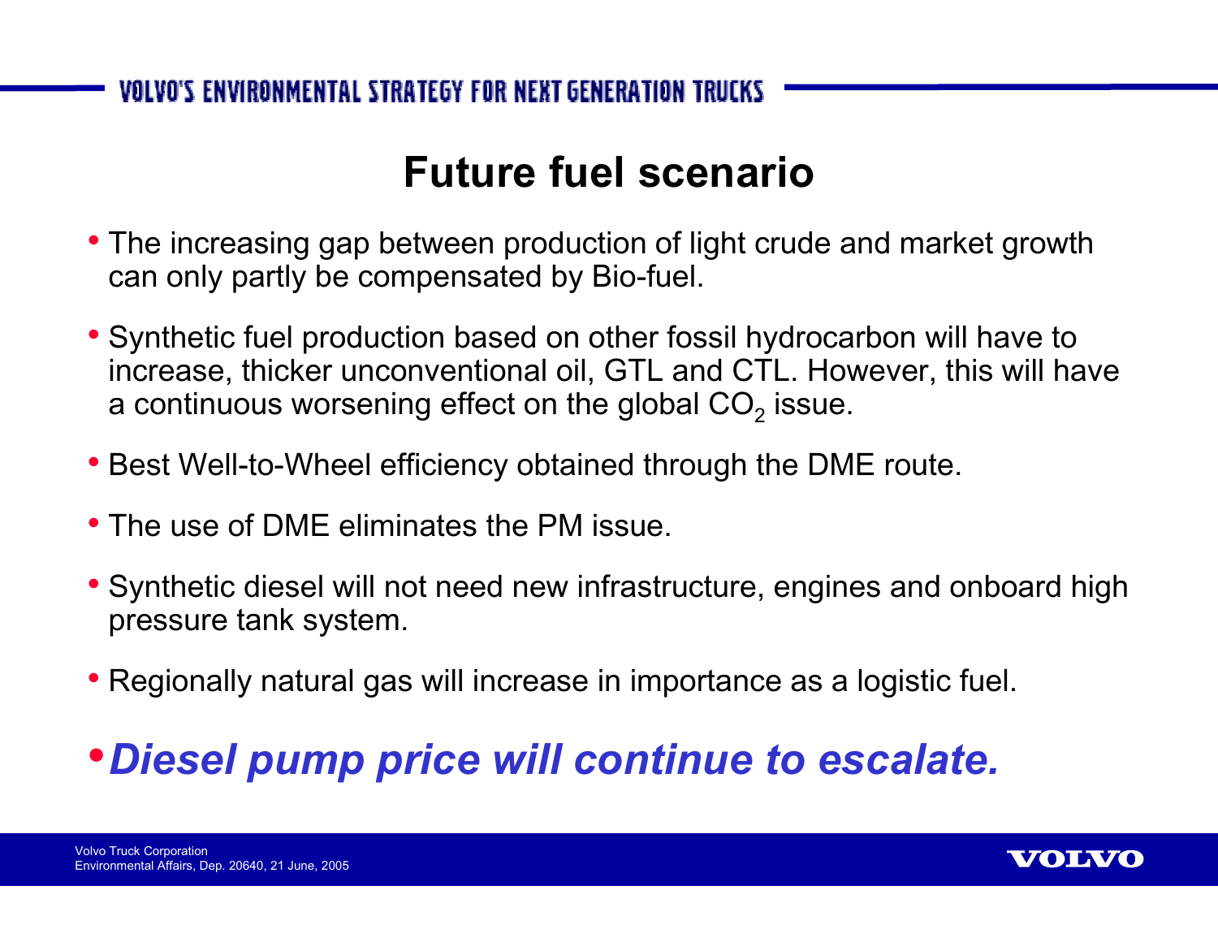# Future fuel scenario

- The increasing gap between production of light crude and market growth can only partly be compensated by Bio-fuel.
- Synthetic fuel production based on other fossil hydrocarbon will have to increase, thicker unconventional oil, GTL and CTL. However, this will have a continuous worsening effect on the global $CO_2$ issue.
- Best Well-to-Wheel efficiency obtained through the DME route.
- The use of DME eliminates the PM issue.
- Synthetic diesel will not need new infrastructure, engines and onboard high pressure tank system.
- Regionally natural gas will increase in importance as a logistic fuel.
- ***Diesel pump price will continue to escalate.***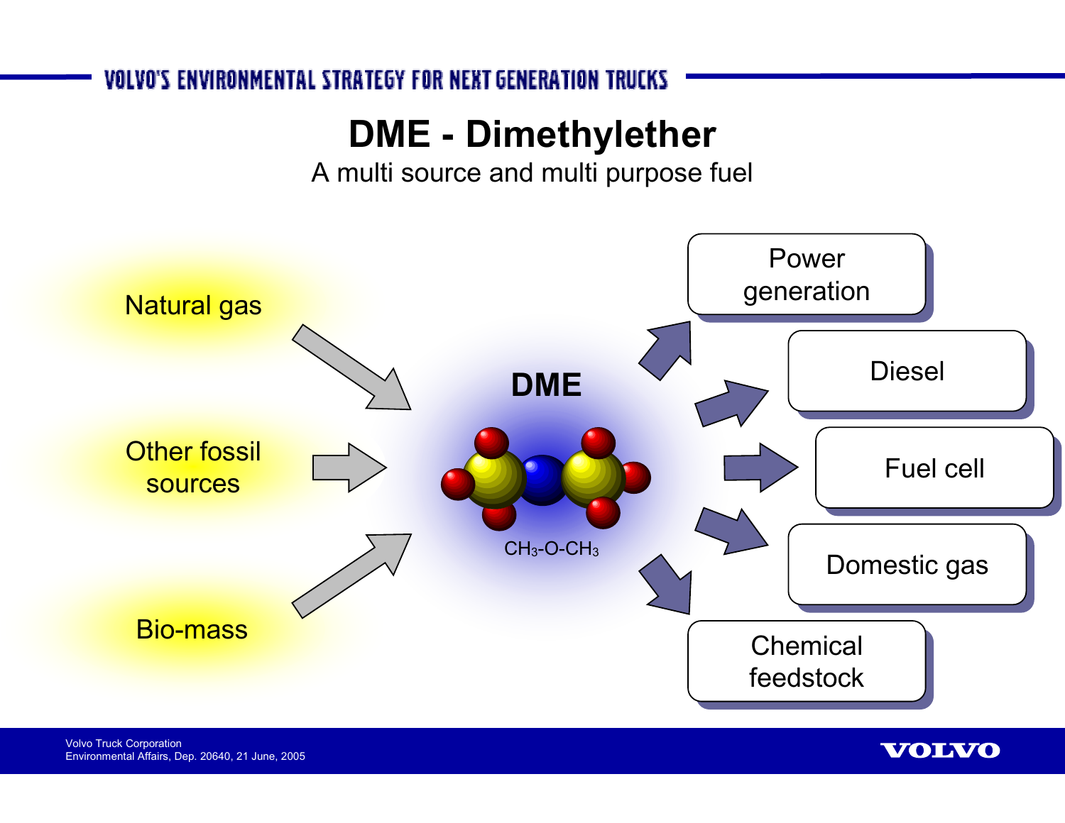# DME - Dimethylether

A multi source and multi purpose fuel

Natural gas

Other fossil sources

Bio-mass

DME

$CH_3$-O-$CH_3$

Power generation

Diesel

Fuel cell

Domestic gas

Chemical feedstock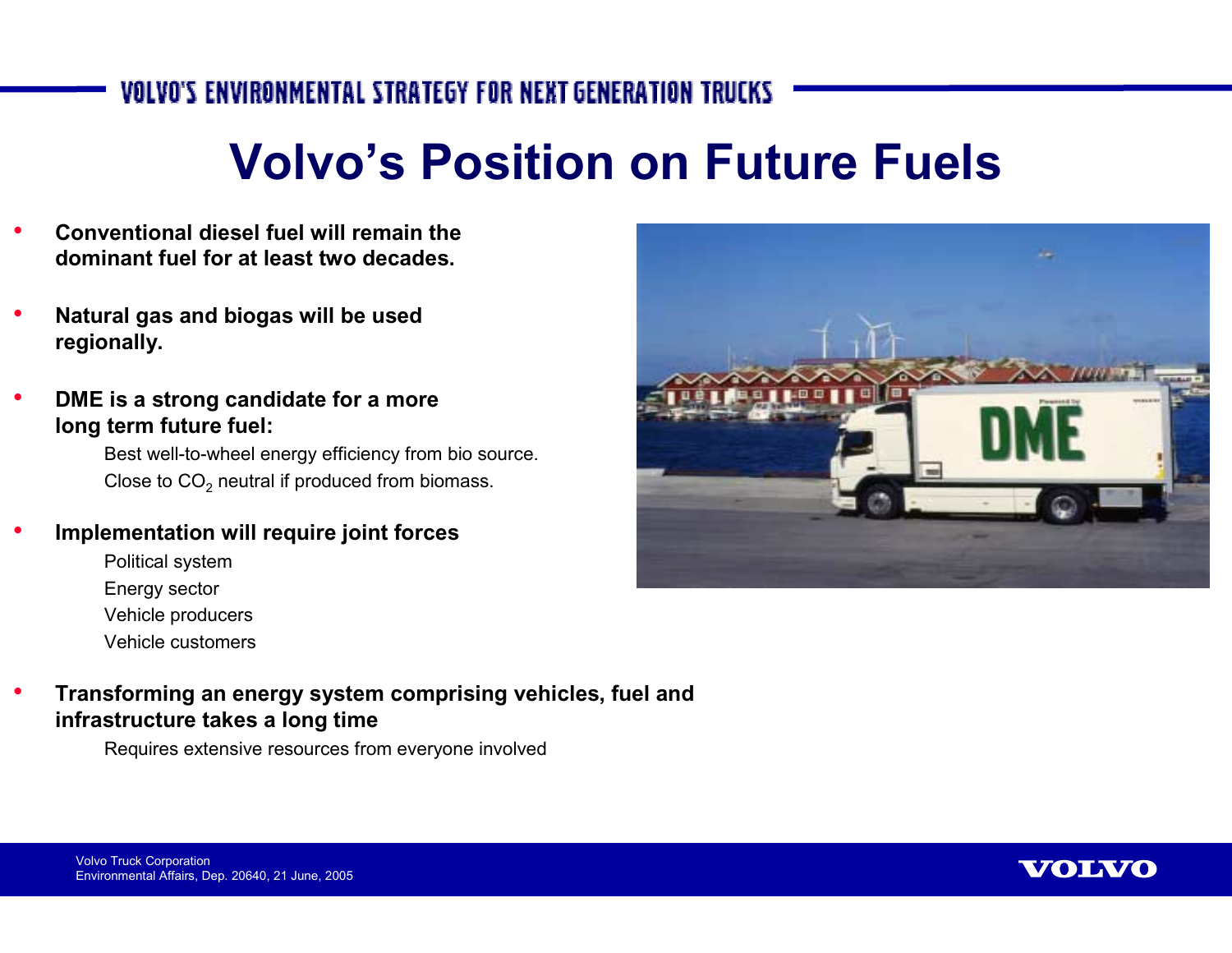# Volvo's Position on Future Fuels

- **Conventional diesel fuel will remain the dominant fuel for at least two decades.**
- **Natural gas and biogas will be used regionally.**
- **DME is a strong candidate for a more long term future fuel:**
  - Best well-to-wheel energy efficiency from bio source.
  - Close to $CO_2$ neutral if produced from biomass.
- **Implementation will require joint forces**
  - Political system
  - Energy sector
  - Vehicle producers
  - Vehicle customers
- **Transforming an energy system comprising vehicles, fuel and infrastructure takes a long time**
  - Requires extensive resources from everyone involved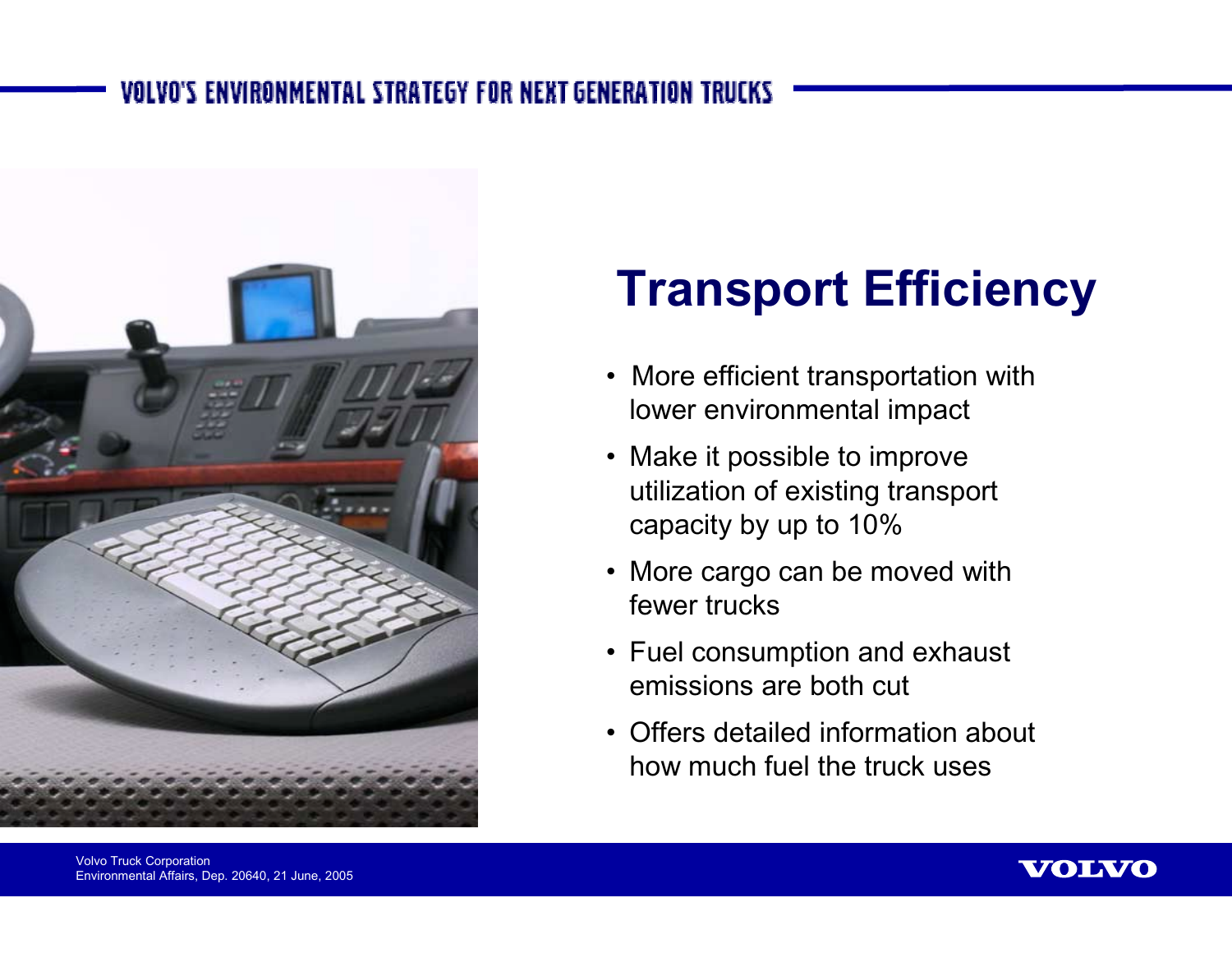# Transport Efficiency

- More efficient transportation with lower environmental impact
- Make it possible to improve utilization of existing transport capacity by up to 10%
- More cargo can be moved with fewer trucks
- Fuel consumption and exhaust emissions are both cut
- Offers detailed information about how much fuel the truck uses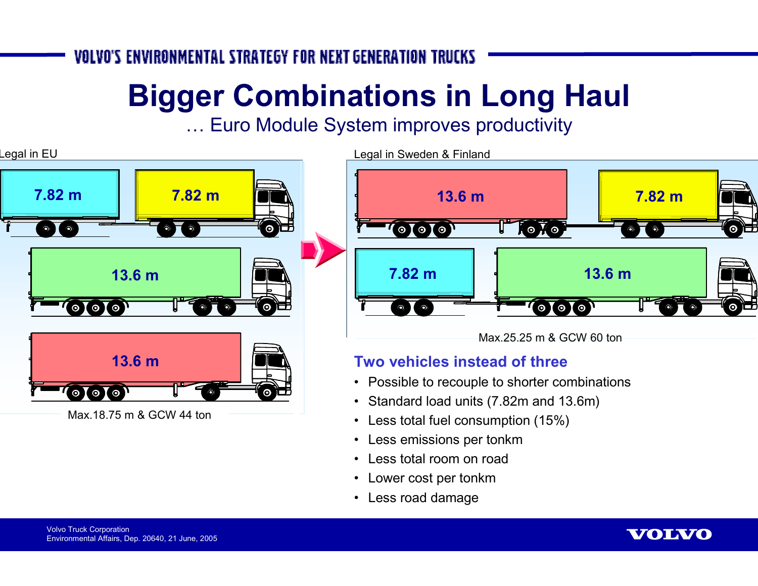# Bigger Combinations in Long Haul

… Euro Module System improves productivity

Legal in EU

7.82 m

7.82 m

13.6 m

13.6 m

Max.18.75 m & GCW 44 ton

Legal in Sweden & Finland

13.6 m

7.82 m

7.82 m

13.6 m

Max.25.25 m & GCW 60 ton

## Two vehicles instead of three

- Possible to recouple to shorter combinations
- Standard load units (7.82m and 13.6m)
- Less total fuel consumption (15%)
- Less emissions per tonkm
- Less total room on road
- Lower cost per tonkm
- Less road damage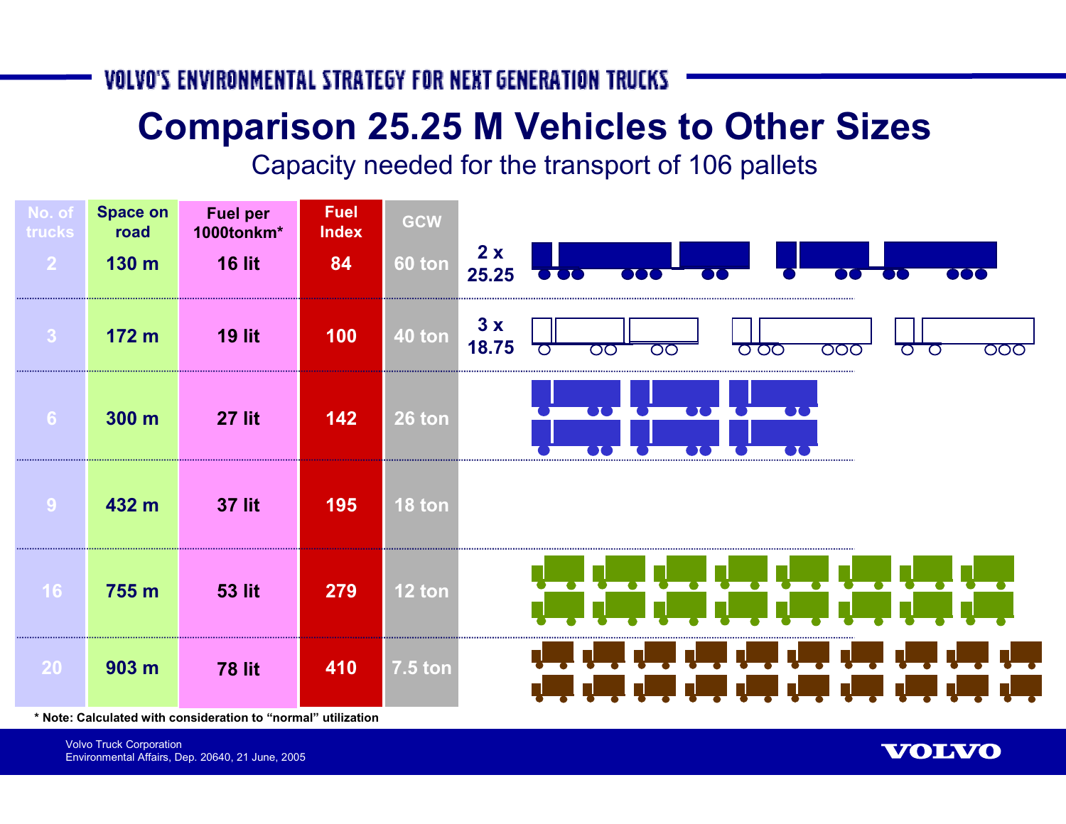VOLVO'S ENVIRONMENTAL STRATEGY FOR NEXT GENERATION TRUCKS

# Comparison 25.25 M Vehicles to Other Sizes

Capacity needed for the transport of 106 pallets

| No. of trucks | Space on road | Fuel per 1000tonkm* | Fuel Index | GCW | |
|---|---|---|---|---|---|
| 2 | 130 m | 16 lit | 84 | 60 ton | 2 x 25.25 |
| 3 | 172 m | 19 lit | 100 | 40 ton | 3 x 18.75 |
| 6 | 300 m | 27 lit | 142 | 26 ton | |
| 9 | 432 m | 37 lit | 195 | 18 ton | |
| 16 | 755 m | 53 lit | 279 | 12 ton | |
| 20 | 903 m | 78 lit | 410 | 7.5 ton | |

\* Note: Calculated with consideration to "normal" utilization

Volvo Truck Corporation
Environmental Affairs, Dep. 20640, 21 June, 2005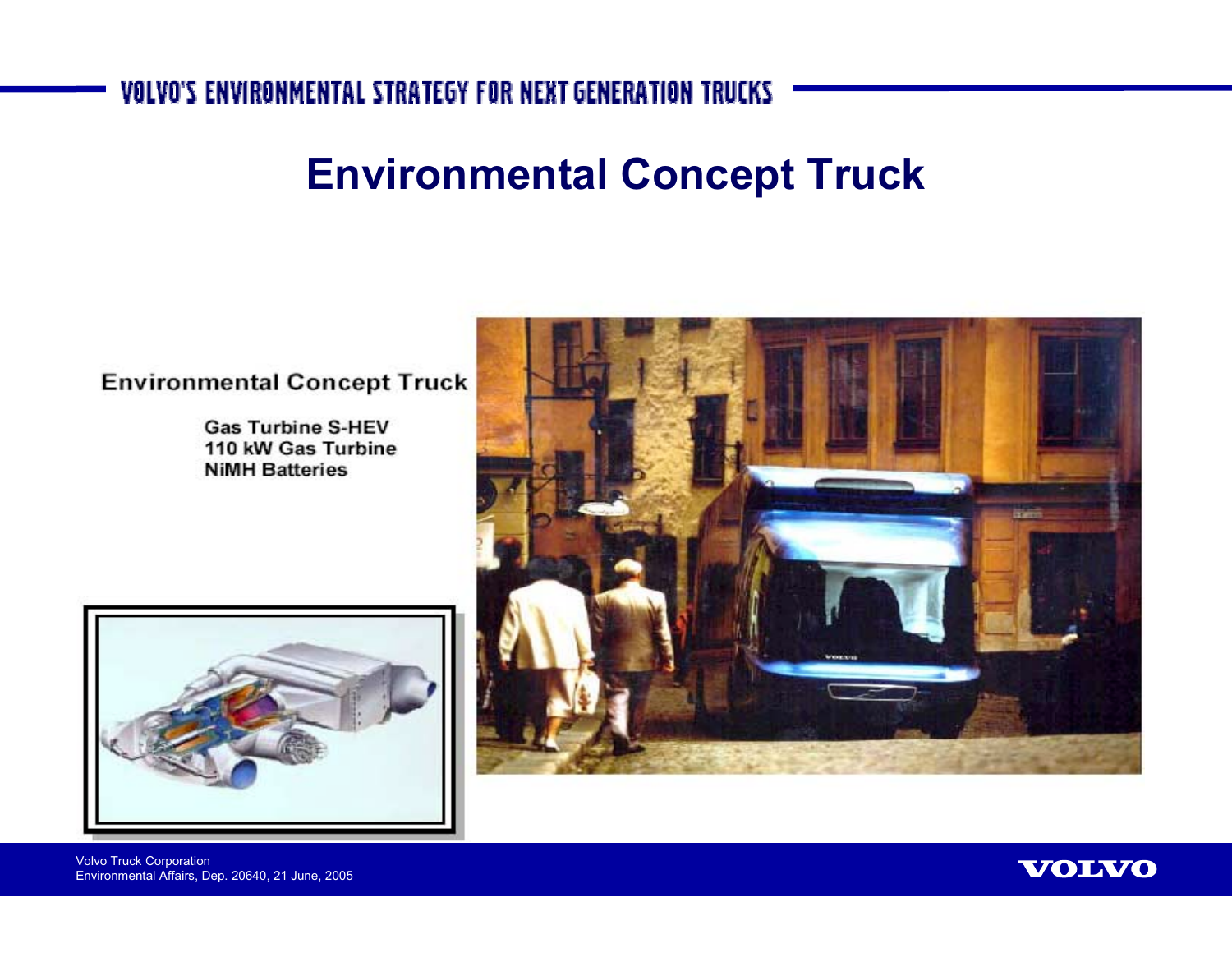# Environmental Concept Truck

Environmental Concept Truck

Gas Turbine S-HEV
110 kW Gas Turbine
NiMH Batteries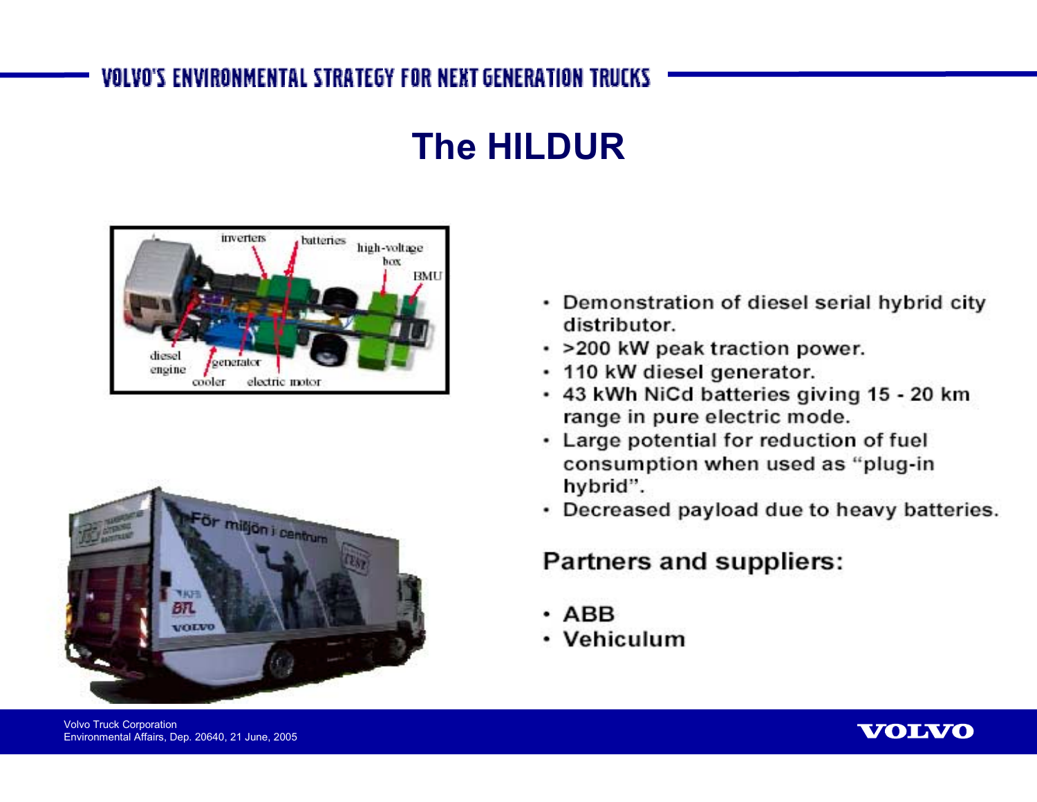# The HILDUR

- Demonstration of diesel serial hybrid city distributor.
- >200 kW peak traction power.
- 110 kW diesel generator.
- 43 kWh NiCd batteries giving 15 - 20 km range in pure electric mode.
- Large potential for reduction of fuel consumption when used as "plug-in hybrid".
- Decreased payload due to heavy batteries.

## Partners and suppliers:

- ABB
- Vehiculum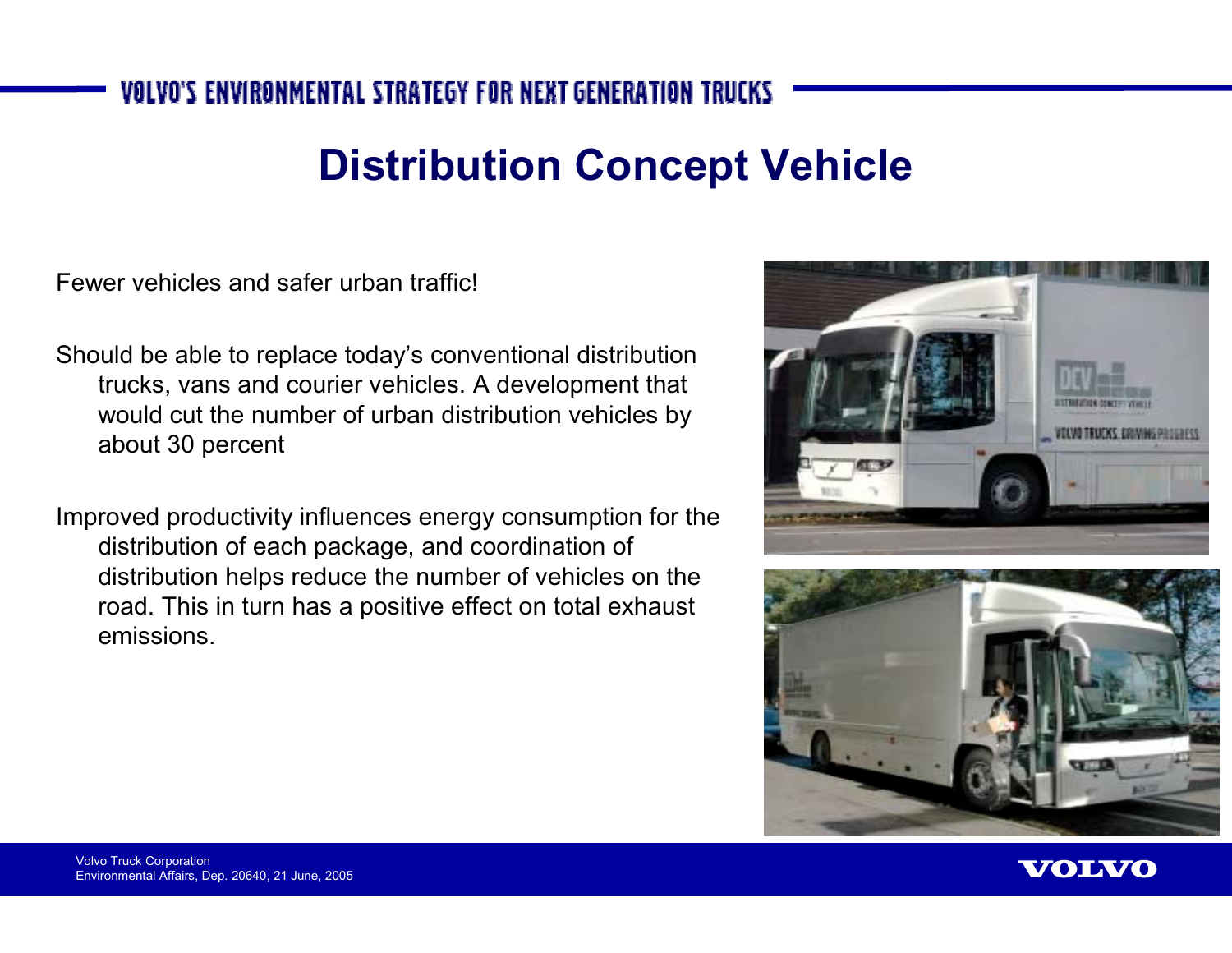# Distribution Concept Vehicle

Fewer vehicles and safer urban traffic!

Should be able to replace today's conventional distribution trucks, vans and courier vehicles. A development that would cut the number of urban distribution vehicles by about 30 percent

Improved productivity influences energy consumption for the distribution of each package, and coordination of distribution helps reduce the number of vehicles on the road. This in turn has a positive effect on total exhaust emissions.